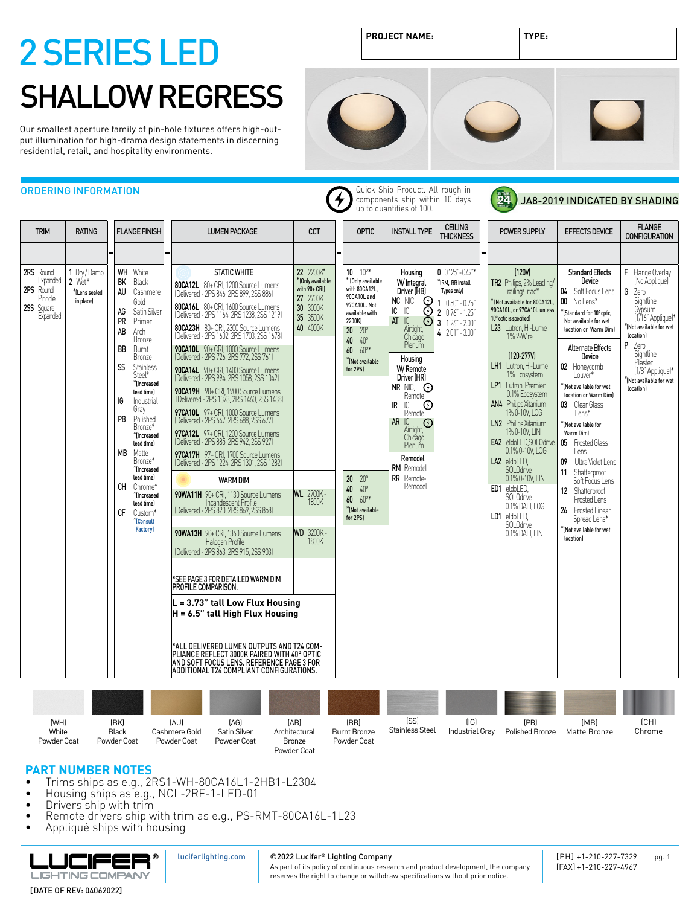# 2 SERIES LED

# SHALLOW REGRESS

| PROJECT NAME: | TYPE: |
|---|---|

Our smallest aperture family of pin-hole fixtures offers high-output illumination for high-drama design statements in discerning residential, retail, and hospitality environments.

## ORDERING INFORMATION

Quick Ship Product. All rough in components ship within 10 days up to quantities of 100.

JA8-2019 INDICATED BY SHADING

| TRIM | RATING | FLANGE FINISH | LUMEN PACKAGE | CCT | OPTIC | INSTALL TYPE | CEILING THICKNESS | POWER SUPPLY | EFFECTS DEVICE | FLANGE CONFIGURATION |
|---|---|---|---|---|---|---|---|---|---|---|
| | | | | | | | | | | |
| **2RS** Round Expanded<br>**2PS** Round Pinhole<br>**2SS** Square Expanded | **1** Dry/Damp<br>**2** Wet*<br>*(Lens sealed in place) | **WH** White<br>**BK** Black<br>**AU** Cashmere Gold<br>**AG** Satin Silver<br>**PR** Primer<br>**AB** Arch Bronze<br>**BB** Burnt Bronze<br>**SS** Stainless Steel* *(Increased lead time)<br>**IG** Industrial Gray<br>**PB** Polished Bronze* *(Increased lead time)<br>**MB** Matte Bronze* *(Increased lead time)<br>**CH** Chrome* *(Increased lead time)<br>**CF** Custom* *(Consult Factory) | **STATIC WHITE**<br>**80CA12L** 80+ CRI, 1200 Source Lumens (Delivered - 2PS 846, 2RS 899, 2SS 886)<br>**80CA16L** 80+ CRI, 1600 Source Lumens (Delivered - 2PS 1164, 2RS 1238, 2SS 1219)<br>**80CA23H** 80+ CRI, 2300 Source Lumens (Delivered - 2PS 1602, 2RS 1703, 2SS 1678)<br>**90CA10L** 90+ CRI, 1000 Source Lumens (Delivered - 2PS 726, 2RS 772, 2SS 761)<br>**90CA14L** 90+ CRI, 1400 Source Lumens (Delivered - 2PS 994, 2RS 1058, 2SS 1042)<br>**90CA19H** 90+ CRI, 1900 Source Lumens (Delivered - 2PS 1373, 2RS 1460, 2SS 1438)<br>**97CA10L** 97+ CRI, 1000 Source Lumens (Delivered - 2PS 647, 2RS 688, 2SS 677)<br>**97CA12L** 97+ CRI, 1200 Source Lumens (Delivered - 2PS 885, 2RS 942, 2SS 927)<br>**97CA17H** 97+ CRI, 1700 Source Lumens (Delivered - 2PS 1224, 2RS 1301, 2SS 1282) | **22** 2200K* *(Only available with 90+ CRI)<br>**27** 2700K<br>**30** 3000K<br>**35** 3500K<br>**40** 4000K | **10** 10°* *(Only available with 80CA12L, 90CA10L and 97CA10L. Not available with 2200K)<br>**20** 20°<br>**40** 40°<br>**60** 60°* *(Not available for 2PS) | **Housing W/ Integral Driver (HB)**<br>**NC** NIC<br>**IC** IC<br>**AT** IC, Airtight, Chicago Plenum<br>**Housing W/ Remote Driver (HR)**<br>**NR** NIC, Remote<br>**IR** IC, Remote<br>**AR** IC, Airtight, Chicago Plenum<br>**Remodel**<br>**RM** Remodel<br>**RR** Remote-Remodel | **0** 0.125" - 0.49"* *(RM, RR Install Types only)<br>**1** 0.50" - 0.75"<br>**2** 0.76" - 1.25"<br>**3** 1.26" - 2.00"<br>**4** 2.01" - 3.00" | **(120V)**<br>**TR2** Philips, 2% Leading/Trailing/Triac* *(Not available for 80CA12L, 90CA10L, or 97CA10L unless 10° optic is specified)<br>**L23** Lutron, Hi-Lume 1% 2-Wire<br>**(120-277V)**<br>**LH1** Lutron, Hi-Lume 1% Ecosystem<br>**LP1** Lutron, Premier 0.1% Ecosystem<br>**AN4** Philips Xitanium 1% 0-10V, LOG<br>**LN2** Philips Xitanium 1% 0-10V, LIN<br>**EA2** eldoLED,SOLOdrive 0.1% 0-10V, LOG<br>**LA2** eldoLED, SOLOdrive 0.1% 0-10V, LIN<br>**ED1** eldoLED, SOLOdrive 0.1% DALI, LOG<br>**LD1** eldoLED, SOLOdrive 0.1% DALI, LIN | **Standard Effects Device**<br>**04** Soft Focus Lens<br>**00** No Lens* *(Standard for 10° optic, Not available for wet location or Warm Dim)<br>**Alternate Effects Device**<br>**02** Honeycomb Louver* *(Not available for wet location or Warm Dim)<br>**03** Clear Glass Lens* *(Not available for Warm Dim)<br>**05** Frosted Glass Lens<br>**09** Ultra Violet Lens<br>**11** Shatterproof Soft Focus Lens<br>**12** Shatterproof Frosted Lens<br>**26** Frosted Linear Spread Lens* *(Not available for wet location) | **F** Flange Overlay (No Appliqué)<br>**G** Zero Sightline Gypsum (1/16" Appliqué)* *(Not available for wet location)<br>**P** Zero Sightline Plaster (1/8" Appliqué)* *(Not available for wet location) |
| | | | **WARM DIM**<br>**90WA11H** 90+ CRI, 1130 Source Lumens Incandescent Profile (Delivered - 2PS 820, 2RS 869, 2SS 858) | **WL** 2700K - 1800K | **20** 20°<br>**40** 40°<br>**60** 60°* *(Not available for 2PS) | | | | | |
| | | | **90WA13H** 90+ CRI, 1360 Source Lumens Halogen Profile (Delivered - 2PS 863, 2RS 915, 2SS 903)<br>*SEE PAGE 3 FOR DETAILED WARM DIM PROFILE COMPARISON. | **WD** 3200K - 1800K | | | | | | |
| | | | **L = 3.73" tall Low Flux Housing**<br>**H = 6.5" tall High Flux Housing**<br>*ALL DELIVERED LUMEN OUTPUTS AND T24 COMPLIANCE REFLECT 3000K PAIRED WITH 40° OPTIC AND SOFT FOCUS LENS. REFERENCE PAGE 3 FOR ADDITIONAL T24 COMPLIANT CONFIGURATIONS. | | | | | | | |

(WH) White Powder Coat | (BK) Black Powder Coat | (AU) Cashmere Gold Powder Coat | (AG) Satin Silver Powder Coat | (AB) Architectural Bronze Powder Coat | (BB) Burnt Bronze Powder Coat | (SS) Stainless Steel | (IG) Industrial Gray | (PB) Polished Bronze | (MB) Matte Bronze | (CH) Chrome

## PART NUMBER NOTES

- Trims ships as e.g., 2RS1-WH-80CA16L1-2HB1-L2304
- Housing ships as e.g., NCL-2RF-1-LED-01
- Drivers ship with trim
- Remote drivers ship with trim as e.g., PS-RMT-80CA16L-1L23
- Appliqué ships with housing

LUCIFER® LIGHTING COMPANY

[DATE OF REV: 04062022]

luciferlighting.com

©2022 Lucifer® Lighting Company
As part of its policy of continuous research and product development, the company reserves the right to change or withdraw specifications without prior notice.

[PH] +1-210-227-7329
[FAX] +1-210-227-4967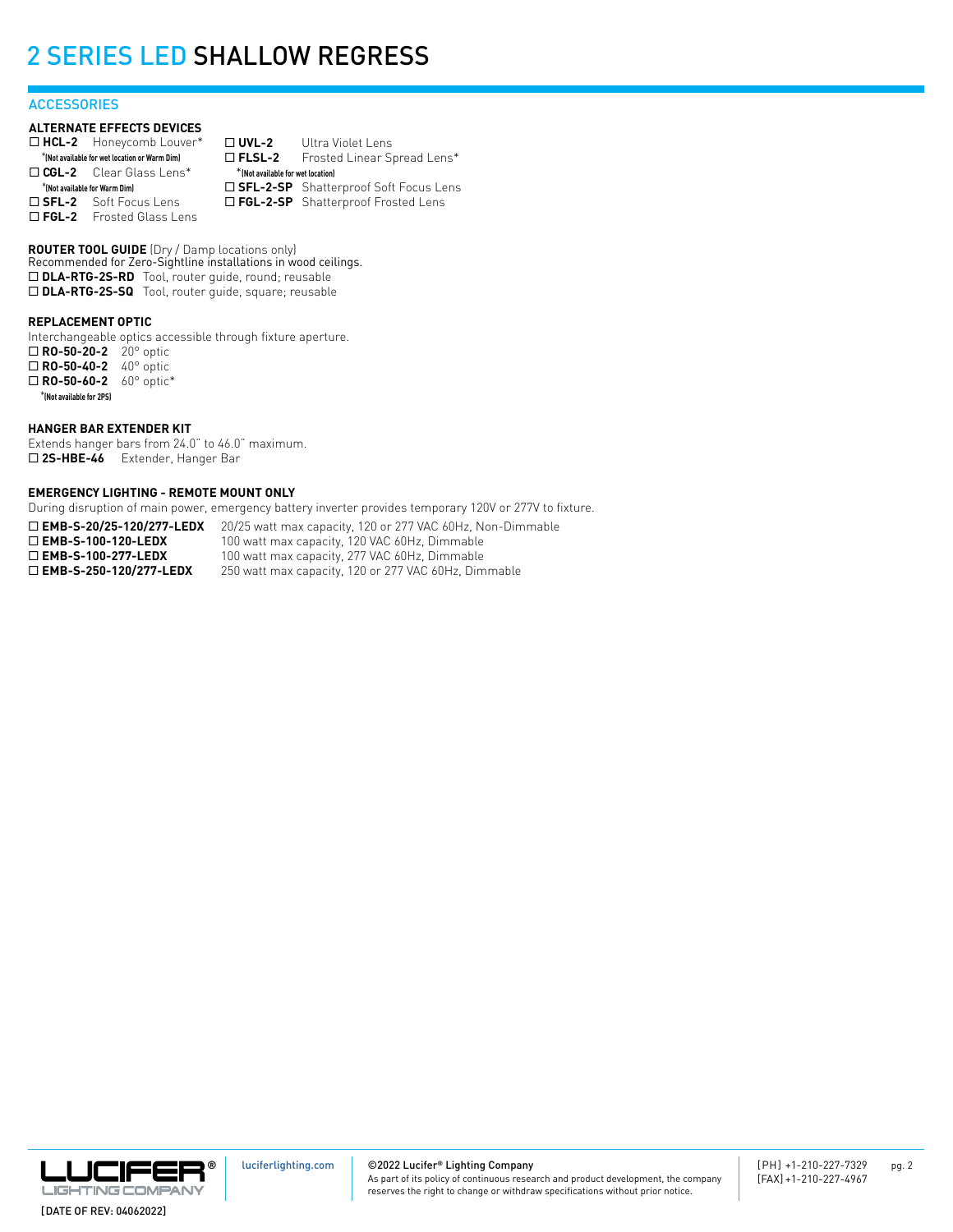# 2 SERIES LED SHALLOW REGRESS

## ACCESSORIES

### ALTERNATE EFFECTS DEVICES

☐ **HCL-2** Honeycomb Louver*
*(Not available for wet location or Warm Dim)

☐ **CGL-2** Clear Glass Lens*
*(Not available for Warm Dim)

☐ **SFL-2** Soft Focus Lens

☐ **FGL-2** Frosted Glass Lens

☐ **UVL-2** Ultra Violet Lens

☐ **FLSL-2** Frosted Linear Spread Lens*
*(Not available for wet location)

☐ **SFL-2-SP** Shatterproof Soft Focus Lens

☐ **FGL-2-SP** Shatterproof Frosted Lens

### ROUTER TOOL GUIDE (Dry / Damp locations only)

Recommended for Zero-Sightline installations in wood ceilings.

☐ **DLA-RTG-2S-RD** Tool, router guide, round; reusable

☐ **DLA-RTG-2S-SQ** Tool, router guide, square; reusable

### REPLACEMENT OPTIC

Interchangeable optics accessible through fixture aperture.

☐ **RO-50-20-2** 20° optic

☐ **RO-50-40-2** 40° optic

☐ **RO-50-60-2** 60° optic*
*(Not available for 2PS)

### HANGER BAR EXTENDER KIT

Extends hanger bars from 24.0" to 46.0" maximum.

☐ **2S-HBE-46** Extender, Hanger Bar

### EMERGENCY LIGHTING - REMOTE MOUNT ONLY

During disruption of main power, emergency battery inverter provides temporary 120V or 277V to fixture.

☐ **EMB-S-20/25-120/277-LEDX** 20/25 watt max capacity, 120 or 277 VAC 60Hz, Non-Dimmable

☐ **EMB-S-100-120-LEDX** 100 watt max capacity, 120 VAC 60Hz, Dimmable

☐ **EMB-S-100-277-LEDX** 100 watt max capacity, 277 VAC 60Hz, Dimmable

☐ **EMB-S-250-120/277-LEDX** 250 watt max capacity, 120 or 277 VAC 60Hz, Dimmable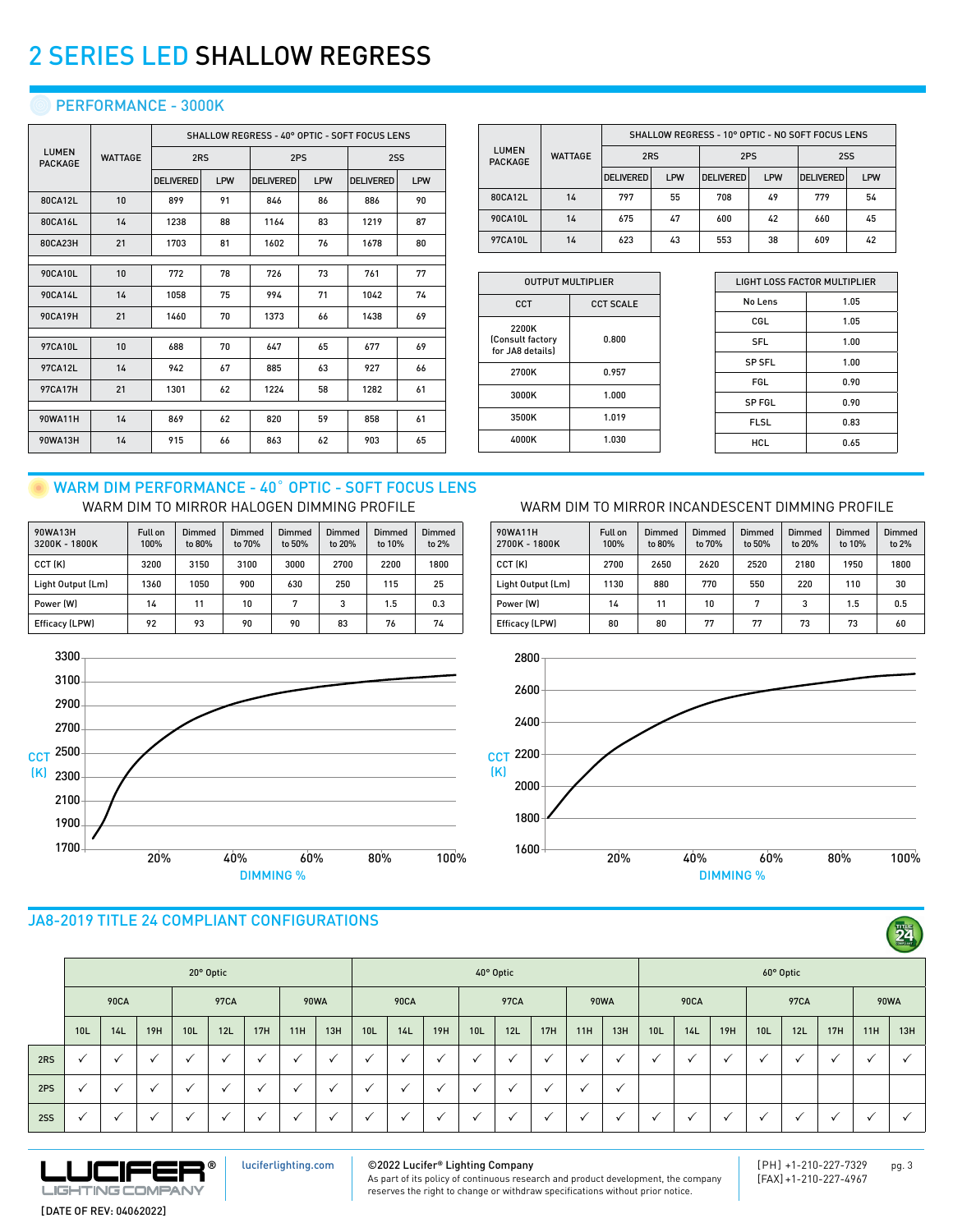# 2 SERIES LED SHALLOW REGRESS

## PERFORMANCE - 3000K

| LUMEN PACKAGE | WATTAGE | SHALLOW REGRESS - 40° OPTIC - SOFT FOCUS LENS | | | | | |
|---|---|---|---|---|---|---|---|
| | | 2RS | | 2PS | | 2SS | |
| | | DELIVERED | LPW | DELIVERED | LPW | DELIVERED | LPW |
| 80CA12L | 10 | 899 | 91 | 846 | 86 | 886 | 90 |
| 80CA16L | 14 | 1238 | 88 | 1164 | 83 | 1219 | 87 |
| 80CA23H | 21 | 1703 | 81 | 1602 | 76 | 1678 | 80 |
| 90CA10L | 10 | 772 | 78 | 726 | 73 | 761 | 77 |
| 90CA14L | 14 | 1058 | 75 | 994 | 71 | 1042 | 74 |
| 90CA19H | 21 | 1460 | 70 | 1373 | 66 | 1438 | 69 |
| 97CA10L | 10 | 688 | 70 | 647 | 65 | 677 | 69 |
| 97CA12L | 14 | 942 | 67 | 885 | 63 | 927 | 66 |
| 97CA17H | 21 | 1301 | 62 | 1224 | 58 | 1282 | 61 |
| 90WA11H | 14 | 869 | 62 | 820 | 59 | 858 | 61 |
| 90WA13H | 14 | 915 | 66 | 863 | 62 | 903 | 65 |

| LUMEN PACKAGE | WATTAGE | SHALLOW REGRESS - 10° OPTIC - NO SOFT FOCUS LENS | | | | | |
|---|---|---|---|---|---|---|---|
| | | 2RS | | 2PS | | 2SS | |
| | | DELIVERED | LPW | DELIVERED | LPW | DELIVERED | LPW |
| 80CA12L | 14 | 797 | 55 | 708 | 49 | 779 | 54 |
| 90CA10L | 14 | 675 | 47 | 600 | 42 | 660 | 45 |
| 97CA10L | 14 | 623 | 43 | 553 | 38 | 609 | 42 |

| OUTPUT MULTIPLIER | |
|---|---|
| CCT | CCT SCALE |
| 2200K (Consult factory for JA8 details) | 0.800 |
| 2700K | 0.957 |
| 3000K | 1.000 |
| 3500K | 1.019 |
| 4000K | 1.030 |

| LIGHT LOSS FACTOR MULTIPLIER | |
|---|---|
| No Lens | 1.05 |
| CGL | 1.05 |
| SFL | 1.00 |
| SP SFL | 1.00 |
| FGL | 0.90 |
| SP FGL | 0.90 |
| FLSL | 0.83 |
| HCL | 0.65 |

## WARM DIM PERFORMANCE - 40° OPTIC - SOFT FOCUS LENS

### WARM DIM TO MIRROR HALOGEN DIMMING PROFILE

| 90WA13H 3200K - 1800K | Full on 100% | Dimmed to 80% | Dimmed to 70% | Dimmed to 50% | Dimmed to 20% | Dimmed to 10% | Dimmed to 2% |
|---|---|---|---|---|---|---|---|
| CCT (K) | 3200 | 3150 | 3100 | 3000 | 2700 | 2200 | 1800 |
| Light Output (Lm) | 1360 | 1050 | 900 | 630 | 250 | 115 | 25 |
| Power (W) | 14 | 11 | 10 | 7 | 3 | 1.5 | 0.3 |
| Efficacy (LPW) | 92 | 93 | 90 | 90 | 83 | 76 | 74 |

### WARM DIM TO MIRROR INCANDESCENT DIMMING PROFILE

| 90WA11H 2700K - 1800K | Full on 100% | Dimmed to 80% | Dimmed to 70% | Dimmed to 50% | Dimmed to 20% | Dimmed to 10% | Dimmed to 2% |
|---|---|---|---|---|---|---|---|
| CCT (K) | 2700 | 2650 | 2620 | 2520 | 2180 | 1950 | 1800 |
| Light Output (Lm) | 1130 | 880 | 770 | 550 | 220 | 110 | 30 |
| Power (W) | 14 | 11 | 10 | 7 | 3 | 1.5 | 0.5 |
| Efficacy (LPW) | 80 | 80 | 77 | 77 | 73 | 73 | 60 |

## JA8-2019 TITLE 24 COMPLIANT CONFIGURATIONS

| | 20° Optic | | | | | | | | 40° Optic | | | | | | | | 60° Optic | | | | | | | |
|---|---|---|---|---|---|---|---|---|---|---|---|---|---|---|---|---|---|---|---|---|---|---|---|---|
| | 90CA | | | 97CA | | | 90WA | | 90CA | | | 97CA | | | 90WA | | 90CA | | | 97CA | | | 90WA | |
| | 10L | 14L | 19H | 10L | 12L | 17H | 11H | 13H | 10L | 14L | 19H | 10L | 12L | 17H | 11H | 13H | 10L | 14L | 19H | 10L | 12L | 17H | 11H | 13H |
| 2RS | ✓ | ✓ | ✓ | ✓ | ✓ | ✓ | ✓ | ✓ | ✓ | ✓ | ✓ | ✓ | ✓ | ✓ | ✓ | ✓ | ✓ | ✓ | ✓ | ✓ | ✓ | ✓ | ✓ | ✓ |
| 2PS | ✓ | ✓ | ✓ | ✓ | ✓ | ✓ | ✓ | ✓ | ✓ | ✓ | ✓ | ✓ | ✓ | ✓ | ✓ | ✓ | | | | | | | | |
| 2SS | ✓ | ✓ | ✓ | ✓ | ✓ | ✓ | ✓ | ✓ | ✓ | ✓ | ✓ | ✓ | ✓ | ✓ | ✓ | ✓ | ✓ | ✓ | ✓ | ✓ | ✓ | ✓ | ✓ | ✓ |

luciferlighting.com

©2022 Lucifer® Lighting Company
As part of its policy of continuous research and product development, the company reserves the right to change or withdraw specifications without prior notice.

[PH] +1-210-227-7329
[FAX] +1-210-227-4967

[DATE OF REV: 04062022]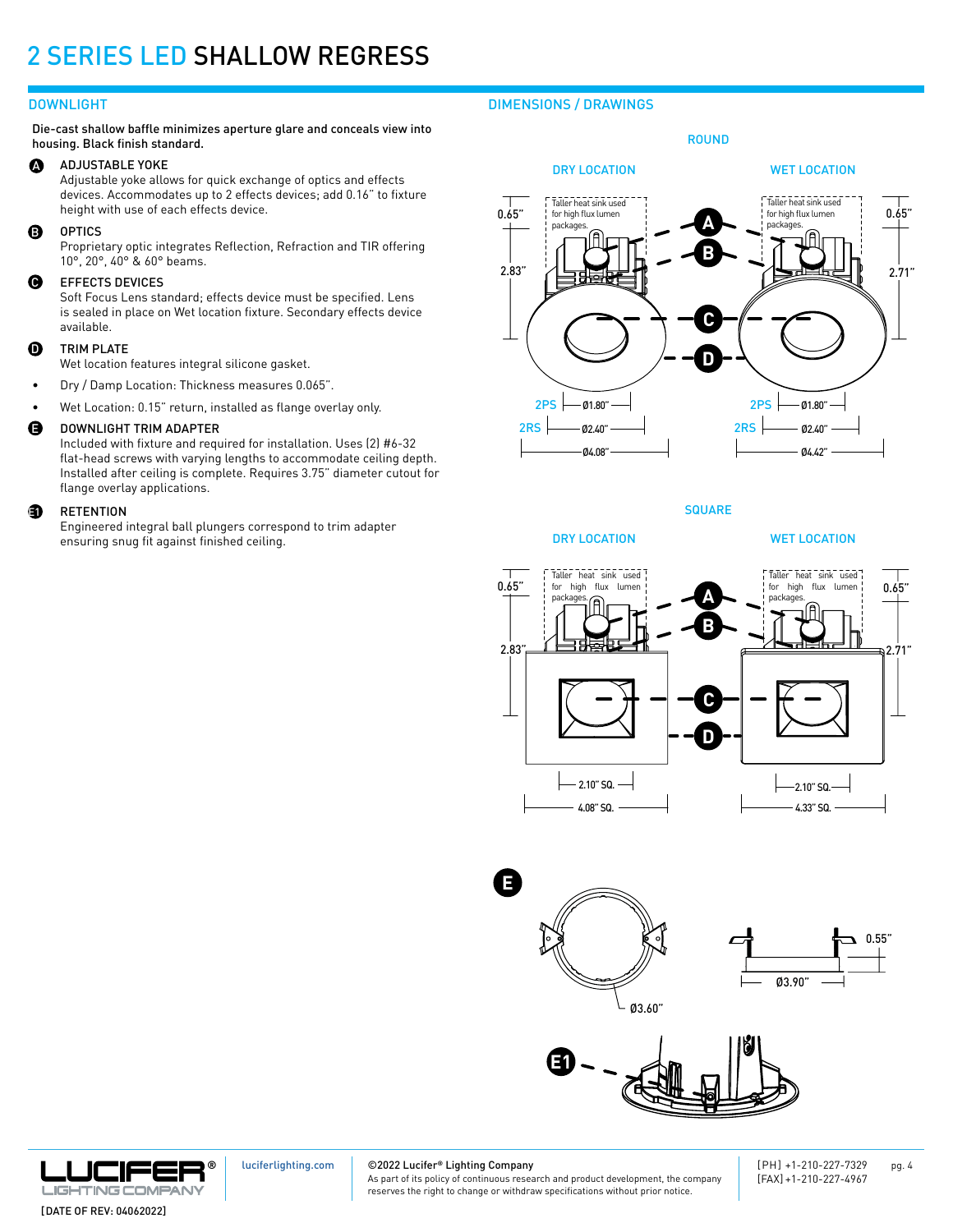# 2 SERIES LED SHALLOW REGRESS

## DOWNLIGHT

Die-cast shallow baffle minimizes aperture glare and conceals view into housing. Black finish standard.

**A** ADJUSTABLE YOKE
Adjustable yoke allows for quick exchange of optics and effects devices. Accommodates up to 2 effects devices; add 0.16" to fixture height with use of each effects device.

**B** OPTICS
Proprietary optic integrates Reflection, Refraction and TIR offering 10°, 20°, 40° & 60° beams.

**C** EFFECTS DEVICES
Soft Focus Lens standard; effects device must be specified. Lens is sealed in place on Wet location fixture. Secondary effects device available.

**D** TRIM PLATE
Wet location features integral silicone gasket.

- Dry / Damp Location: Thickness measures 0.065".
- Wet Location: 0.15" return, installed as flange overlay only.

**E** DOWNLIGHT TRIM ADAPTER
Included with fixture and required for installation. Uses (2) #6-32 flat-head screws with varying lengths to accommodate ceiling depth. Installed after ceiling is complete. Requires 3.75" diameter cutout for flange overlay applications.

**E1** RETENTION
Engineered integral ball plungers correspond to trim adapter ensuring snug fit against finished ceiling.

## DIMENSIONS / DRAWINGS

### ROUND

**DRY LOCATION**

Taller heat sink used for high flux lumen packages.

0.65"
2.83"
2PS Ø1.80"
2RS Ø2.40"
Ø4.08"

**WET LOCATION**

Taller heat sink used for high flux lumen packages.

0.65"
2.71"
2PS Ø1.80"
2RS Ø2.40"
Ø4.42"

### SQUARE

**DRY LOCATION**

Taller heat sink used for high flux lumen packages.

0.65"
2.83"
2.10" SQ.
4.08" SQ.

**WET LOCATION**

Taller heat sink used for high flux lumen packages.

0.65"
2.71"
2.10" SQ.
4.33" SQ.

**E**

Ø3.60"
0.55"
Ø3.90"

**E1**

[DATE OF REV: 04062022]

luciferlighting.com

©2022 Lucifer® Lighting Company
As part of its policy of continuous research and product development, the company reserves the right to change or withdraw specifications without prior notice.

[PH] +1-210-227-7329
[FAX] +1-210-227-4967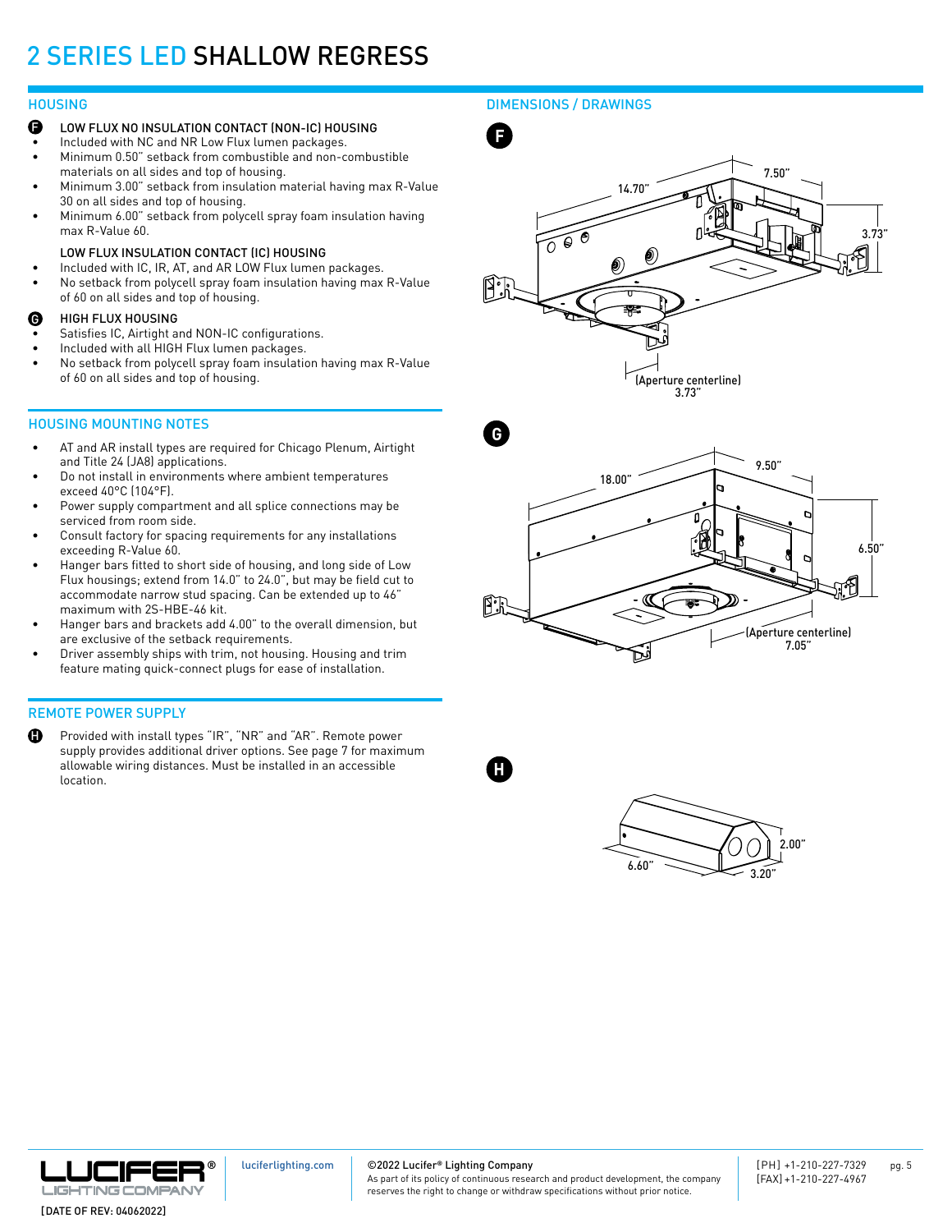# 2 SERIES LED SHALLOW REGRESS

## HOUSING

**F** LOW FLUX NO INSULATION CONTACT (NON-IC) HOUSING

- Included with NC and NR Low Flux lumen packages.
- Minimum 0.50" setback from combustible and non-combustible materials on all sides and top of housing.
- Minimum 3.00" setback from insulation material having max R-Value 30 on all sides and top of housing.
- Minimum 6.00" setback from polycell spray foam insulation having max R-Value 60.

LOW FLUX INSULATION CONTACT (IC) HOUSING

- Included with IC, IR, AT, and AR LOW Flux lumen packages.
- No setback from polycell spray foam insulation having max R-Value of 60 on all sides and top of housing.

**G** HIGH FLUX HOUSING

- Satisfies IC, Airtight and NON-IC configurations.
- Included with all HIGH Flux lumen packages.
- No setback from polycell spray foam insulation having max R-Value of 60 on all sides and top of housing.

## HOUSING MOUNTING NOTES

- AT and AR install types are required for Chicago Plenum, Airtight and Title 24 (JA8) applications.
- Do not install in environments where ambient temperatures exceed 40°C (104°F).
- Power supply compartment and all splice connections may be serviced from room side.
- Consult factory for spacing requirements for any installations exceeding R-Value 60.
- Hanger bars fitted to short side of housing, and long side of Low Flux housings; extend from 14.0" to 24.0", but may be field cut to accommodate narrow stud spacing. Can be extended up to 46" maximum with 2S-HBE-46 kit.
- Hanger bars and brackets add 4.00" to the overall dimension, but are exclusive of the setback requirements.
- Driver assembly ships with trim, not housing. Housing and trim feature mating quick-connect plugs for ease of installation.

## REMOTE POWER SUPPLY

**H** Provided with install types "IR", "NR" and "AR". Remote power supply provides additional driver options. See page 7 for maximum allowable wiring distances. Must be installed in an accessible location.

## DIMENSIONS / DRAWINGS

**F**

14.70" | 7.50" | 3.73"

(Aperture centerline) 3.73"

**G**

18.00" | 9.50" | 6.50"

(Aperture centerline) 7.05"

**H**

6.60" | 3.20" | 2.00"

luciferlighting.com

©2022 Lucifer® Lighting Company
As part of its policy of continuous research and product development, the company reserves the right to change or withdraw specifications without prior notice.

[PH] +1-210-227-7329
[FAX] +1-210-227-4967

[DATE OF REV: 04062022]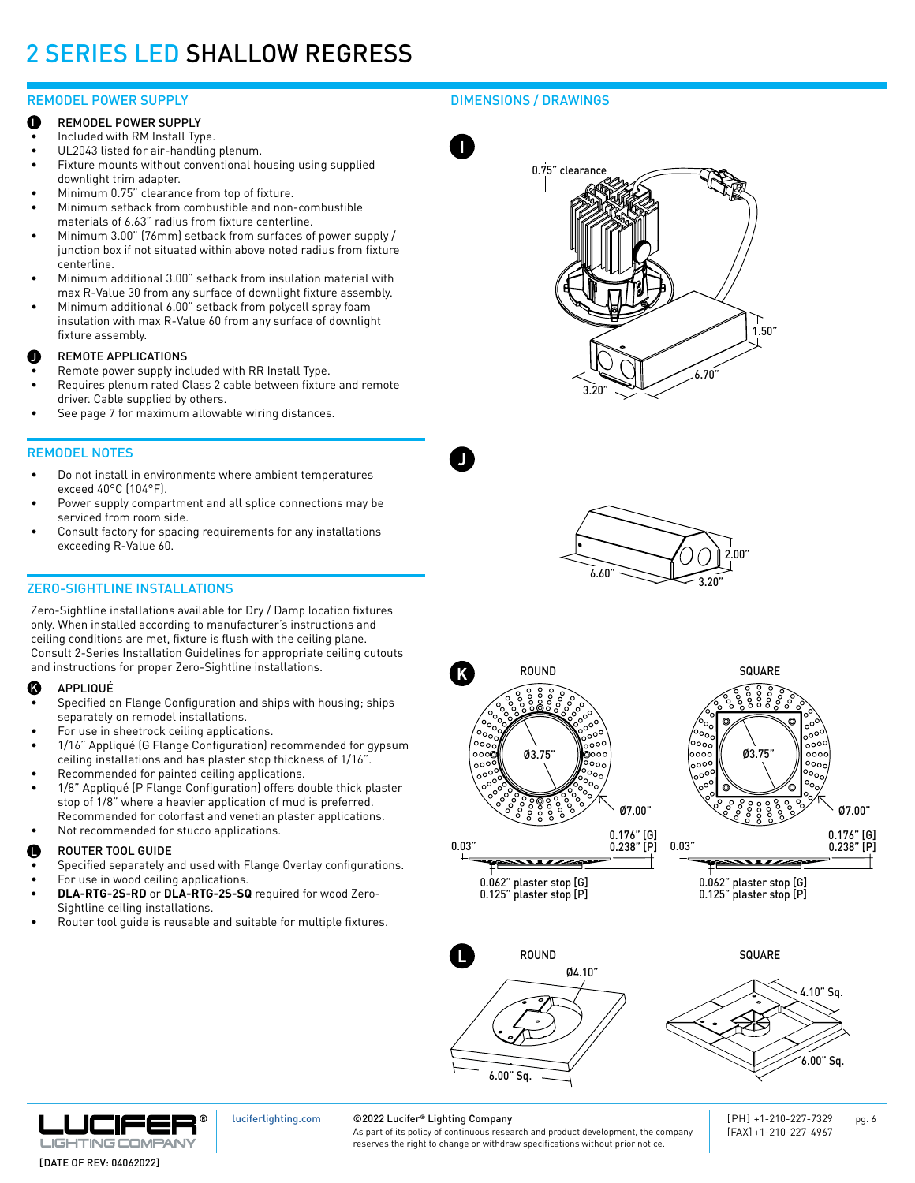# 2 SERIES LED SHALLOW REGRESS

## REMODEL POWER SUPPLY

### I REMODEL POWER SUPPLY

- Included with RM Install Type.
- UL2043 listed for air-handling plenum.
- Fixture mounts without conventional housing using supplied downlight trim adapter.
- Minimum 0.75" clearance from top of fixture.
- Minimum setback from combustible and non-combustible materials of 6.63" radius from fixture centerline.
- Minimum 3.00" (76mm) setback from surfaces of power supply / junction box if not situated within above noted radius from fixture centerline.
- Minimum additional 3.00" setback from insulation material with max R-Value 30 from any surface of downlight fixture assembly.
- Minimum additional 6.00" setback from polycell spray foam insulation with max R-Value 60 from any surface of downlight fixture assembly.

### J REMOTE APPLICATIONS

- Remote power supply included with RR Install Type.
- Requires plenum rated Class 2 cable between fixture and remote driver. Cable supplied by others.
- See page 7 for maximum allowable wiring distances.

## REMODEL NOTES

- Do not install in environments where ambient temperatures exceed 40°C (104°F).
- Power supply compartment and all splice connections may be serviced from room side.
- Consult factory for spacing requirements for any installations exceeding R-Value 60.

## ZERO-SIGHTLINE INSTALLATIONS

Zero-Sightline installations available for Dry / Damp location fixtures only. When installed according to manufacturer's instructions and ceiling conditions are met, fixture is flush with the ceiling plane. Consult 2-Series Installation Guidelines for appropriate ceiling cutouts and instructions for proper Zero-Sightline installations.

### K APPLIQUÉ

- Specified on Flange Configuration and ships with housing; ships separately on remodel installations.
- For use in sheetrock ceiling applications.
- 1/16" Appliqué (G Flange Configuration) recommended for gypsum ceiling installations and has plaster stop thickness of 1/16".
- Recommended for painted ceiling applications.
- 1/8" Appliqué (P Flange Configuration) offers double thick plaster stop of 1/8" where a heavier application of mud is preferred. Recommended for colorfast and venetian plaster applications.
- Not recommended for stucco applications.

### L ROUTER TOOL GUIDE

- Specified separately and used with Flange Overlay configurations.
- For use in wood ceiling applications.
- **DLA-RTG-2S-RD** or **DLA-RTG-2S-SQ** required for wood Zero-Sightline ceiling installations.
- Router tool guide is reusable and suitable for multiple fixtures.

## DIMENSIONS / DRAWINGS

**I**

0.75" clearance

1.50"

6.70"

3.20"

**J**

2.00"

6.60"

3.20"

**K**

ROUND

Ø3.75"

Ø7.00"

0.176" [G]
0.238" [P]

0.03"

0.062" plaster stop [G]
0.125" plaster stop [P]

SQUARE

Ø3.75"

Ø7.00"

0.176" [G]
0.238" [P]

0.03"

0.062" plaster stop [G]
0.125" plaster stop [P]

**L**

ROUND

Ø4.10"

6.00" Sq.

SQUARE

4.10" Sq.

6.00" Sq.

luciferlighting.com

©2022 Lucifer® Lighting Company
As part of its policy of continuous research and product development, the company reserves the right to change or withdraw specifications without prior notice.

[PH] +1-210-227-7329
[FAX] +1-210-227-4967

[DATE OF REV: 04062022]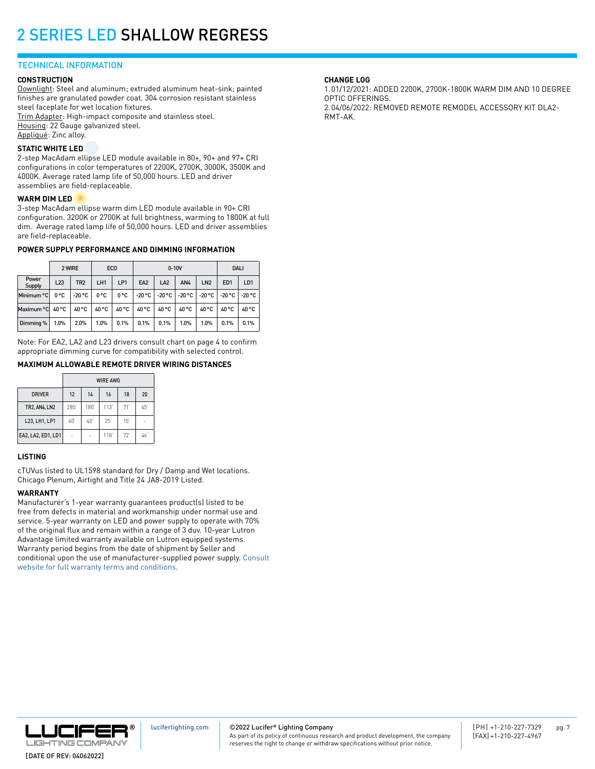# 2 SERIES LED SHALLOW REGRESS

## TECHNICAL INFORMATION

### CONSTRUCTION

Downlight: Steel and aluminum; extruded aluminum heat-sink; painted finishes are granulated powder coat. 304 corrosion resistant stainless steel faceplate for wet location fixtures.
Trim Adapter: High-impact composite and stainless steel.
Housing: 22 Gauge galvanized steel.
Appliqué: Zinc alloy.

### STATIC WHITE LED

2-step MacAdam ellipse LED module available in 80+, 90+ and 97+ CRI configurations in color temperatures of 2200K, 2700K, 3000K, 3500K and 4000K. Average rated lamp life of 50,000 hours. LED and driver assemblies are field-replaceable.

### WARM DIM LED

3-step MacAdam ellipse warm dim LED module available in 90+ CRI configuration. 3200K or 2700K at full brightness, warming to 1800K at full dim. Average rated lamp life of 50,000 hours. LED and driver assemblies are field-replaceable.

### POWER SUPPLY PERFORMANCE AND DIMMING INFORMATION

| | 2 WIRE | | ECO | | 0-10V | | | | DALI | |
|---|---|---|---|---|---|---|---|---|---|---|
| Power Supply | L23 | TR2 | LH1 | LP1 | EA2 | LA2 | AN4 | LN2 | ED1 | LD1 |
| Minimum °C | 0 °C | -20 °C | 0 °C | 0 °C | -20 °C | -20 °C | -20 °C | -20 °C | -20 °C | -20 °C |
| Maximum °C | 40 °C | 40 °C | 40 °C | 40 °C | 40 °C | 40 °C | 40 °C | 40 °C | 40 °C | 40 °C |
| Dimming % | 1.0% | 2.0% | 1.0% | 0.1% | 0.1% | 0.1% | 1.0% | 1.0% | 0.1% | 0.1% |

Note: For EA2, LA2 and L23 drivers consult chart on page 4 to confirm appropriate dimming curve for compatibility with selected control.

### MAXIMUM ALLOWABLE REMOTE DRIVER WIRING DISTANCES

| | WIRE AWG | | | | |
|---|---|---|---|---|---|
| DRIVER | 12 | 14 | 16 | 18 | 20 |
| TR2, AN4, LN2 | 285' | 180' | 113' | 71' | 45' |
| L23, LH1, LP1 | 60' | 40' | 25' | 15' | - |
| EA2, LA2, ED1, LD1 | - | - | 118' | 72' | 46' |

### LISTING

cTUVus listed to UL1598 standard for Dry / Damp and Wet locations. Chicago Plenum, Airtight and Title 24 JA8-2019 Listed.

### WARRANTY

Manufacturer's 1-year warranty guarantees product(s) listed to be free from defects in material and workmanship under normal use and service. 5-year warranty on LED and power supply to operate with 70% of the original flux and remain within a range of 3 duv. 10-year Lutron Advantage limited warranty available on Lutron equipped systems. Warranty period begins from the date of shipment by Seller and conditional upon the use of manufacturer-supplied power supply. Consult website for full warranty terms and conditions.

### CHANGE LOG

1. 01/12/2021: ADDED 2200K, 2700K-1800K WARM DIM AND 10 DEGREE OPTIC OFFERINGS.
2. 04/06/2022: REMOVED REMOTE REMODEL ACCESSORY KIT DLA2-RMT-AK.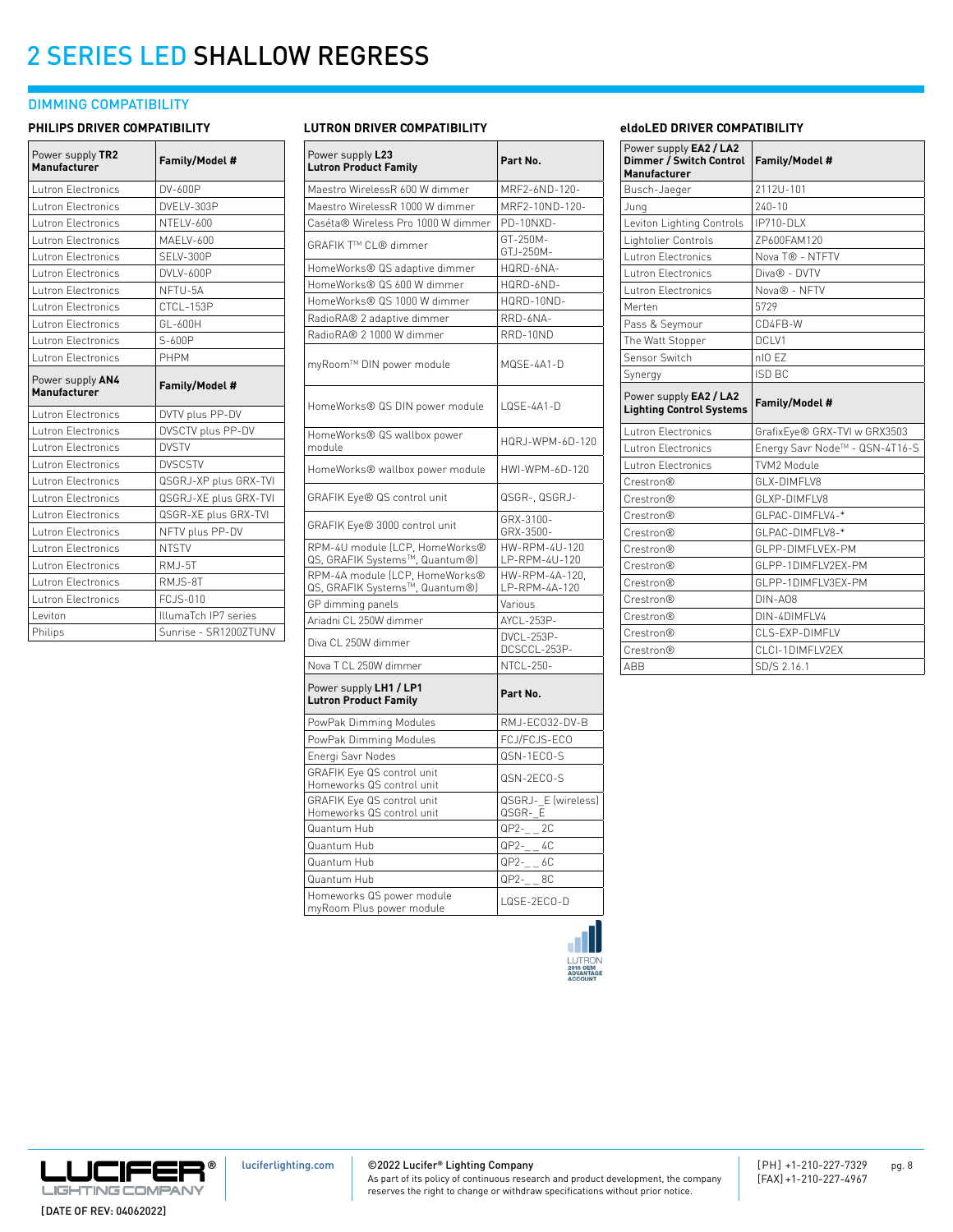# 2 SERIES LED SHALLOW REGRESS

## DIMMING COMPATIBILITY

### PHILIPS DRIVER COMPATIBILITY

| Power supply **TR2** **Manufacturer** | **Family/Model #** |
|---|---|
| Lutron Electronics | DV-600P |
| Lutron Electronics | DVELV-303P |
| Lutron Electronics | NTELV-600 |
| Lutron Electronics | MAELV-600 |
| Lutron Electronics | SELV-300P |
| Lutron Electronics | DVLV-600P |
| Lutron Electronics | NFTU-5A |
| Lutron Electronics | CTCL-153P |
| Lutron Electronics | GL-600H |
| Lutron Electronics | S-600P |
| Lutron Electronics | PHPM |
| Power supply **AN4** **Manufacturer** | **Family/Model #** |
| Lutron Electronics | DVTV plus PP-DV |
| Lutron Electronics | DVSCTV plus PP-DV |
| Lutron Electronics | DVSTV |
| Lutron Electronics | DVSCSTV |
| Lutron Electronics | QSGRJ-XP plus GRX-TVI |
| Lutron Electronics | QSGRJ-XE plus GRX-TVI |
| Lutron Electronics | QSGR-XE plus GRX-TVI |
| Lutron Electronics | NFTV plus PP-DV |
| Lutron Electronics | NTSTV |
| Lutron Electronics | RMJ-5T |
| Lutron Electronics | RMJS-8T |
| Lutron Electronics | FCJS-010 |
| Leviton | IllumaTch IP7 series |
| Philips | Sunrise - SR1200ZTUNV |

### LUTRON DRIVER COMPATIBILITY

| Power supply **L23** **Lutron Product Family** | **Part No.** |
|---|---|
| Maestro WirelessR 600 W dimmer | MRF2-6ND-120- |
| Maestro WirelessR 1000 W dimmer | MRF2-10ND-120- |
| Caséta® Wireless Pro 1000 W dimmer | PD-10NXD- |
| GRAFIK T™ CL® dimmer | GT-250M- GTJ-250M- |
| HomeWorks® QS adaptive dimmer | HQRD-6NA- |
| HomeWorks® QS 600 W dimmer | HQRD-6ND- |
| HomeWorks® QS 1000 W dimmer | HQRD-10ND- |
| RadioRA® 2 adaptive dimmer | RRD-6NA- |
| RadioRA® 2 1000 W dimmer | RRD-10ND |
| myRoom™ DIN power module | MQSE-4A1-D |
| HomeWorks® QS DIN power module | LQSE-4A1-D |
| HomeWorks® QS wallbox power module | HQRJ-WPM-6D-120 |
| HomeWorks® wallbox power module | HWI-WPM-6D-120 |
| GRAFIK Eye® QS control unit | QSGR-, QSGRJ- |
| GRAFIK Eye® 3000 control unit | GRX-3100- GRX-3500- |
| RPM-4U module (LCP, HomeWorks® QS, GRAFIK Systems™, Quantum®) | HW-RPM-4U-120 LP-RPM-4U-120 |
| RPM-4A module (LCP, HomeWorks® QS, GRAFIK Systems™, Quantum®) | HW-RPM-4A-120, LP-RPM-4A-120 |
| GP dimming panels | Various |
| Ariadni CL 250W dimmer | AYCL-253P- |
| Diva CL 250W dimmer | DVCL-253P- DCSCCL-253P- |
| Nova T CL 250W dimmer | NTCL-250- |
| Power supply **LH1 / LP1** **Lutron Product Family** | **Part No.** |
| PowPak Dimming Modules | RMJ-ECO32-DV-B |
| PowPak Dimming Modules | FCJ/FCJS-ECO |
| Energi Savr Nodes | QSN-1ECO-S |
| GRAFIK Eye QS control unit Homeworks QS control unit | QSN-2ECO-S |
| GRAFIK Eye QS control unit Homeworks QS control unit | QSGRJ-_E (wireless) QSGR-_E |
| Quantum Hub | QP2-_ _ 2C |
| Quantum Hub | QP2-_ _ 4C |
| Quantum Hub | QP2-_ _ 6C |
| Quantum Hub | QP2-_ _ 8C |
| Homeworks QS power module myRoom Plus power module | LQSE-2ECO-D |

LUTRON 2016 OEM ADVANTAGE ACCOUNT

### eldoLED DRIVER COMPATIBILITY

| Power supply **EA2 / LA2** **Dimmer / Switch Control Manufacturer** | **Family/Model #** |
|---|---|
| Busch-Jaeger | 2112U-101 |
| Jung | 240-10 |
| Leviton Lighting Controls | IP710-DLX |
| Lightolier Controls | ZP600FAM120 |
| Lutron Electronics | Nova T® - NTFTV |
| Lutron Electronics | Diva® - DVTV |
| Lutron Electronics | Nova® - NFTV |
| Merten | 5729 |
| Pass & Seymour | CD4FB-W |
| The Watt Stopper | DCLV1 |
| Sensor Switch | nIO EZ |
| Synergy | ISD BC |
| Power supply **EA2 / LA2** **Lighting Control Systems** | **Family/Model #** |
| Lutron Electronics | GrafixEye® GRX-TVI w GRX3503 |
| Lutron Electronics | Energy Savr Node™ - QSN-4T16-S |
| Lutron Electronics | TVM2 Module |
| Crestron® | GLX-DIMFLV8 |
| Crestron® | GLXP-DIMFLV8 |
| Crestron® | GLPAC-DIMFLV4-* |
| Crestron® | GLPAC-DIMFLV8-* |
| Crestron® | GLPP-DIMFLVEX-PM |
| Crestron® | GLPP-1DIMFLV2EX-PM |
| Crestron® | GLPP-1DIMFLV3EX-PM |
| Crestron® | DIN-AO8 |
| Crestron® | DIN-4DIMFLV4 |
| Crestron® | CLS-EXP-DIMFLV |
| Crestron® | CLCI-1DIMFLV2EX |
| ABB | SD/S 2.16.1 |

LUCIFER® LIGHTING COMPANY

[DATE OF REV: 04062022]

luciferlighting.com

©2022 Lucifer® Lighting Company
As part of its policy of continuous research and product development, the company reserves the right to change or withdraw specifications without prior notice.

[PH] +1-210-227-7329
[FAX] +1-210-227-4967